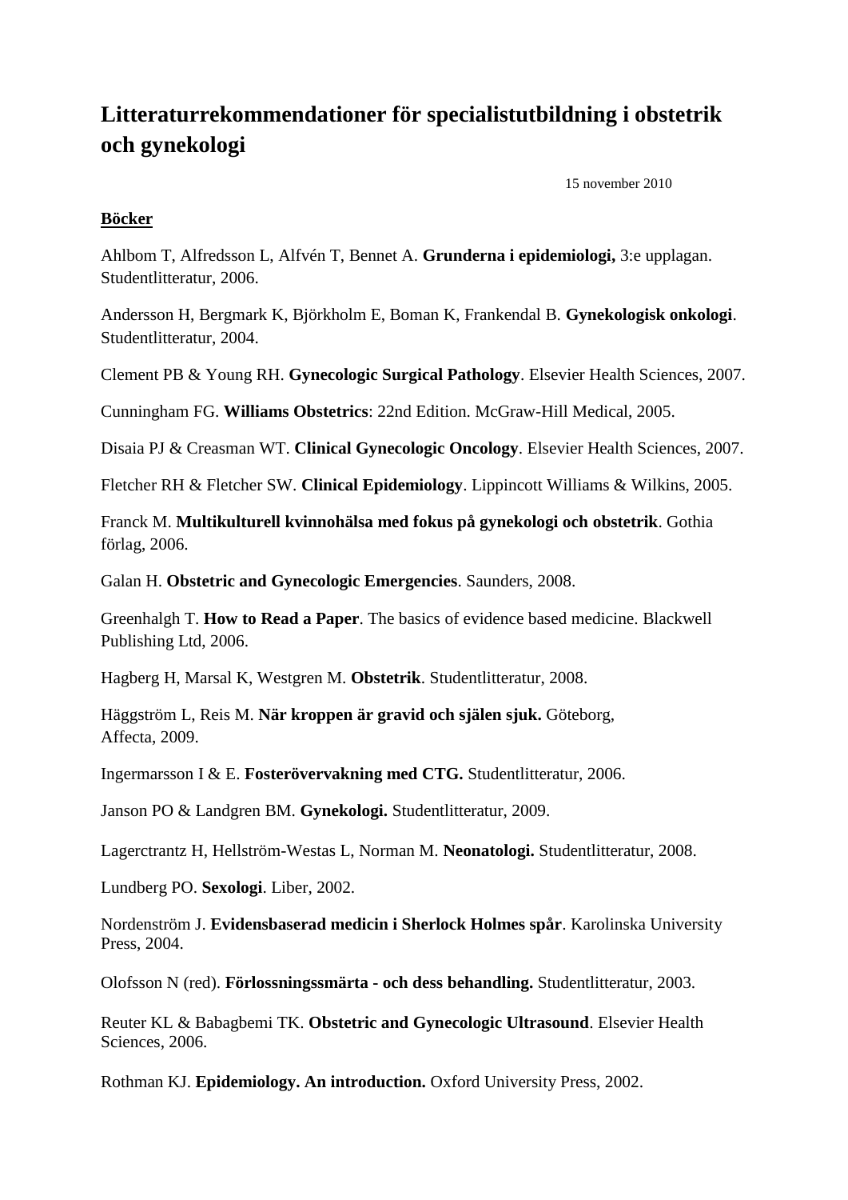# Litteraturrekommendationer för specialistutbildning i obstetrik och gynekologi

15 november 2010

**Böcker**

Ahlbom T, Alfredsson L, Alfvén T, Bennet A. **Grunderna i epidemiologi,** 3:e upplagan. Studentlitteratur, 2006.

Andersson H, Bergmark K, Björkholm E, Boman K, Frankendal B. **Gynekologisk onkologi**. Studentlitteratur, 2004.

Clement PB & Young RH. **Gynecologic Surgical Pathology**. Elsevier Health Sciences, 2007.

Cunningham FG. **Williams Obstetrics**: 22nd Edition. McGraw-Hill Medical, 2005.

Disaia PJ & Creasman WT. **Clinical Gynecologic Oncology**. Elsevier Health Sciences, 2007.

Fletcher RH & Fletcher SW. **Clinical Epidemiology**. Lippincott Williams & Wilkins, 2005.

Franck M. **Multikulturell kvinnohälsa med fokus på gynekologi och obstetrik**. Gothia förlag, 2006.

Galan H. **Obstetric and Gynecologic Emergencies**. Saunders, 2008.

Greenhalgh T. **How to Read a Paper**. The basics of evidence based medicine. Blackwell Publishing Ltd, 2006.

Hagberg H, Marsal K, Westgren M. **Obstetrik**. Studentlitteratur, 2008.

Häggström L, Reis M. **När kroppen är gravid och själen sjuk.** Göteborg, Affecta, 2009.

Ingermarsson I & E. **Fosterövervakning med CTG.** Studentlitteratur, 2006.

Janson PO & Landgren BM. **Gynekologi.** Studentlitteratur, 2009.

Lagercrantz H, Hellström-Westas L, Norman M. **Neonatologi.** Studentlitteratur, 2008.

Lundberg PO. **Sexologi**. Liber, 2002.

Nordenström J. **Evidensbaserad medicin i Sherlock Holmes spår**. Karolinska University Press, 2004.

Olofsson N (red). **Förlossningssmärta - och dess behandling.** Studentlitteratur, 2003.

Reuter KL & Babagbemi TK. **Obstetric and Gynecologic Ultrasound**. Elsevier Health Sciences, 2006.

Rothman KJ. **Epidemiology. An introduction.** Oxford University Press, 2002.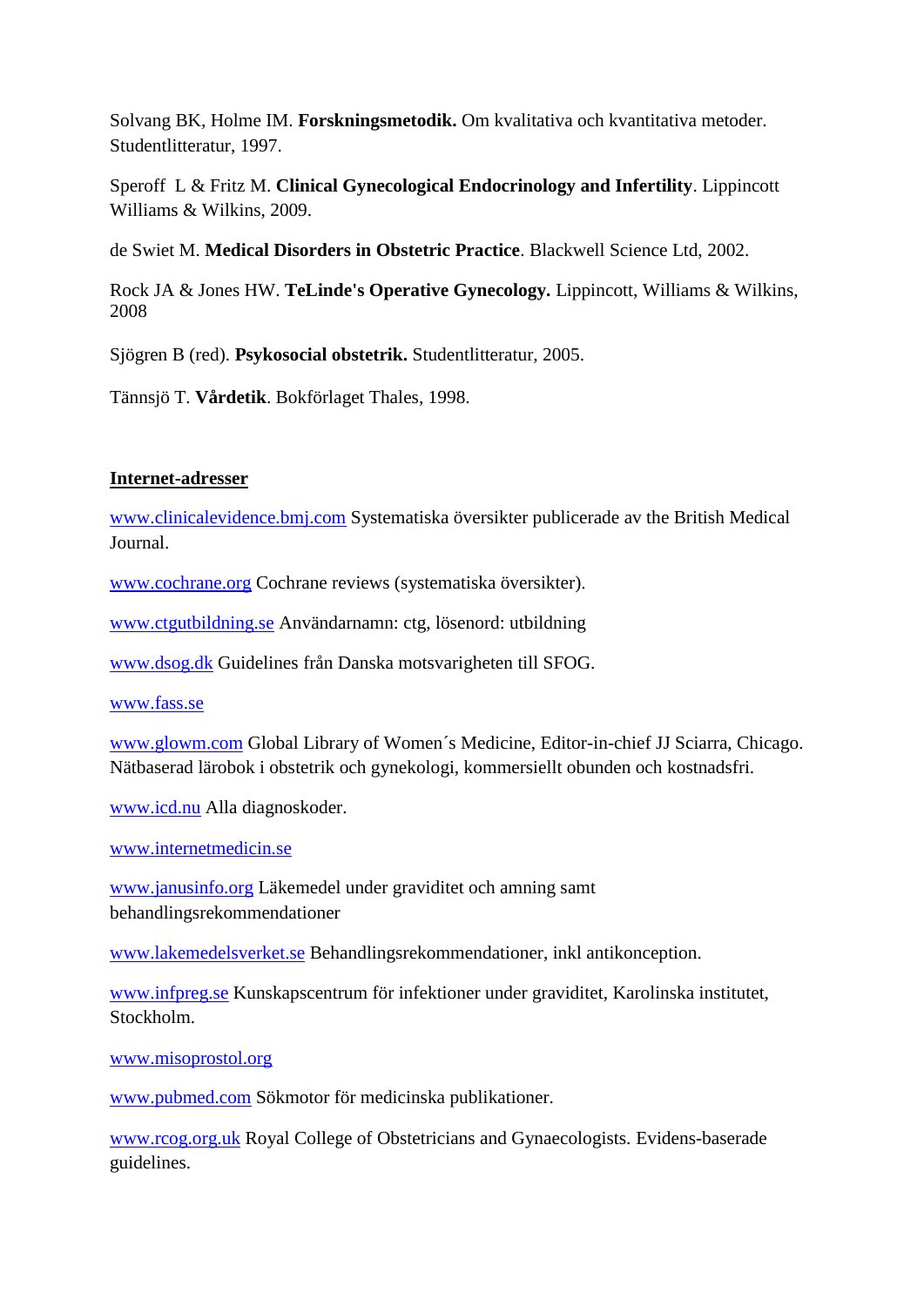Solvang BK, Holme IM. **Forskningsmetodik.** Om kvalitativa och kvantitativa metoder. Studentlitteratur, 1997.

Speroff L & Fritz M. **Clinical Gynecological Endocrinology and Infertility**. Lippincott Williams & Wilkins, 2009.

de Swiet M. **Medical Disorders in Obstetric Practice**. Blackwell Science Ltd, 2002.

Rock JA & Jones HW. **TeLinde's Operative Gynecology.** Lippincott, Williams & Wilkins, 2008

Sjögren B (red). **Psykosocial obstetrik.** Studentlitteratur, 2005.

Tännsjö T. **Vårdetik**. Bokförlaget Thales, 1998.

## Internet-adresser

www.clinicalevidence.bmj.com Systematiska översikter publicerade av the British Medical Journal.

www.cochrane.org Cochrane reviews (systematiska översikter).

www.ctgutbildning.se Användarnamn: ctg, lösenord: utbildning

www.dsog.dk Guidelines från Danska motsvarigheten till SFOG.

www.fass.se

www.glowm.com Global Library of Women´s Medicine, Editor-in-chief JJ Sciarra, Chicago. Nätbaserad lärobok i obstetrik och gynekologi, kommersiellt obunden och kostnadsfri.

www.icd.nu Alla diagnoskoder.

www.internetmedicin.se

www.janusinfo.org Läkemedel under graviditet och amning samt behandlingsrekommendationer

www.lakemedelsverket.se Behandlingsrekommendationer, inkl antikonception.

www.infpreg.se Kunskapscentrum för infektioner under graviditet, Karolinska institutet, Stockholm.

www.misoprostol.org

www.pubmed.com Sökmotor för medicinska publikationer.

www.rcog.org.uk Royal College of Obstetricians and Gynaecologists. Evidens-baserade guidelines.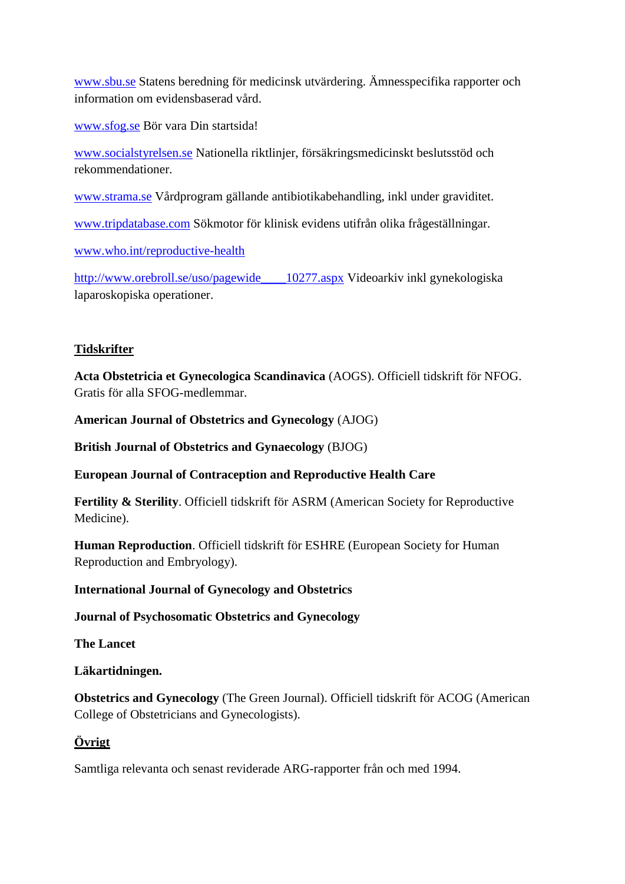[www.sbu.se](http://www.sbu.se) Statens beredning för medicinsk utvärdering. Ämnesspecifika rapporter och information om evidensbaserad vård.

[www.sfog.se](http://www.sfog.se) Bör vara Din startsida!

[www.socialstyrelsen.se](http://www.socialstyrelsen.se) Nationella riktlinjer, försäkringsmedicinskt beslutsstöd och rekommendationer.

[www.strama.se](http://www.strama.se) Vårdprogram gällande antibiotikabehandling, inkl under graviditet.

[www.tripdatabase.com](http://www.tripdatabase.com) Sökmotor för klinisk evidens utifrån olika frågeställningar.

[www.who.int/reproductive-health](http://www.who.int/reproductive-health)

[http://www.orebroll.se/uso/pagewide____10277.aspx](http://www.orebroll.se/uso/pagewide____10277.aspx) Videoarkiv inkl gynekologiska laparoskopiska operationer.

## Tidskrifter

**Acta Obstetricia et Gynecologica Scandinavica** (AOGS). Officiell tidskrift för NFOG. Gratis för alla SFOG-medlemmar.

**American Journal of Obstetrics and Gynecology** (AJOG)

**British Journal of Obstetrics and Gynaecology** (BJOG)

**European Journal of Contraception and Reproductive Health Care**

**Fertility & Sterility**. Officiell tidskrift för ASRM (American Society for Reproductive Medicine).

**Human Reproduction**. Officiell tidskrift för ESHRE (European Society for Human Reproduction and Embryology).

**International Journal of Gynecology and Obstetrics**

**Journal of Psychosomatic Obstetrics and Gynecology**

**The Lancet**

**Läkartidningen.**

**Obstetrics and Gynecology** (The Green Journal). Officiell tidskrift för ACOG (American College of Obstetricians and Gynecologists).

## Övrigt

Samtliga relevanta och senast reviderade ARG-rapporter från och med 1994.